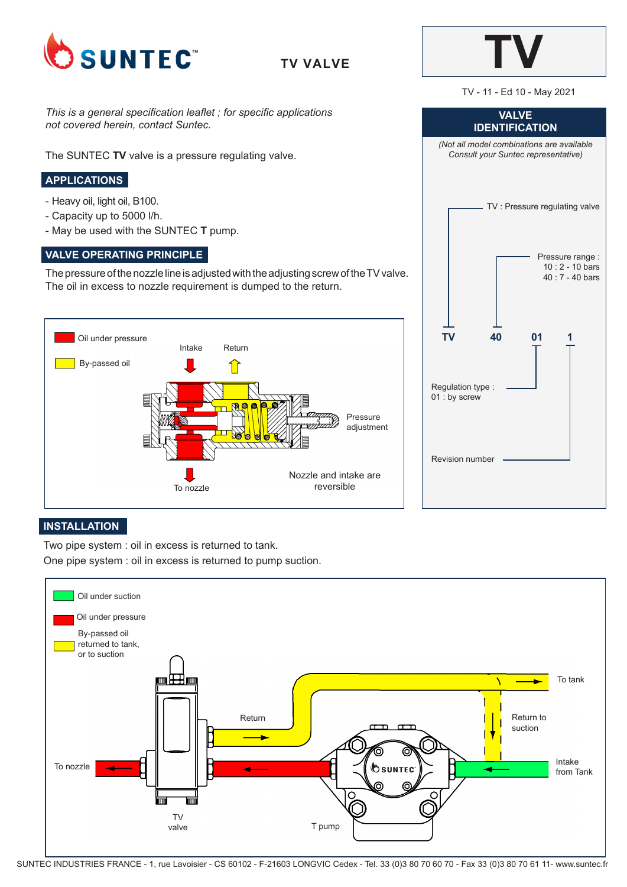# SUNTEC

## TV VALVE

# TV

TV - 11 - Ed 10 - May 2021

*This is a general specification leaflet ; for specific applications not covered herein, contact Suntec.*

The SUNTEC **TV** valve is a pressure regulating valve.

## APPLICATIONS

- Heavy oil, light oil, B100.
- Capacity up to 5000 l/h.
- May be used with the SUNTEC **T** pump.

## VALVE OPERATING PRINCIPLE

The pressure of the nozzle line is adjusted with the adjusting screw of the TV valve. The oil in excess to nozzle requirement is dumped to the return.

Oil under pressure

By-passed oil

Intake

Return

Pressure adjustment

To nozzle

Nozzle and intake are reversible

## VALVE IDENTIFICATION

*(Not all model combinations are available Consult your Suntec representative)*

**TV** **40** **01** **1**

- TV : Pressure regulating valve
- Pressure range :
  - 10 : 2 - 10 bars
  - 40 : 7 - 40 bars
- Regulation type :
  - 01 : by screw
- Revision number

## INSTALLATION

Two pipe system : oil in excess is returned to tank.

One pipe system : oil in excess is returned to pump suction.

Oil under suction

Oil under pressure

By-passed oil returned to tank, or to suction

To tank

Return

Return to suction

Intake from Tank

To nozzle

TV valve

T pump

SUNTEC INDUSTRIES FRANCE - 1, rue Lavoisier - CS 60102 - F-21603 LONGVIC Cedex - Tel. 33 (0)3 80 70 60 70 - Fax 33 (0)3 80 70 61 11- www.suntec.fr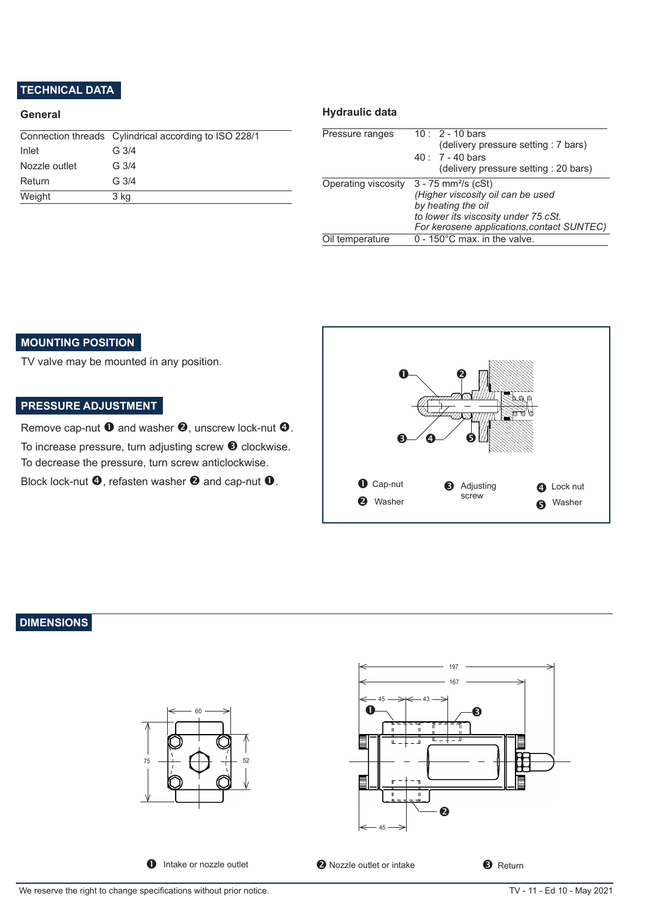## TECHNICAL DATA

### General

| | |
|---|---|
| Connection threads | Cylindrical according to ISO 228/1 |
| Inlet | G 3/4 |
| Nozzle outlet | G 3/4 |
| Return | G 3/4 |
| Weight | 3 kg |

### Hydraulic data

| | |
|---|---|
| Pressure ranges | 10 : 2 - 10 bars (delivery pressure setting : 7 bars)<br>40 : 7 - 40 bars (delivery pressure setting : 20 bars) |
| Operating viscosity | 3 - 75 mm²/s (cSt)<br>*(Higher viscosity oil can be used by heating the oil to lower its viscosity under 75 cSt. For kerosene applications, contact SUNTEC)* |
| Oil temperature | 0 - 150°C max. in the valve. |

## MOUNTING POSITION

TV valve may be mounted in any position.

## PRESSURE ADJUSTMENT

Remove cap-nut ❶ and washer ❷, unscrew lock-nut ❹.

To increase pressure, turn adjusting screw ❸ clockwise.
To decrease the pressure, turn screw anticlockwise.

Block lock-nut ❹, refasten washer ❷ and cap-nut ❶.

❶ Cap-nut
❷ Washer
❸ Adjusting screw
❹ Lock nut
❺ Washer

## DIMENSIONS

60
75
52

197
167
45
43
45

❶ Intake or nozzle outlet
❷ Nozzle outlet or intake
❸ Return

We reserve the right to change specifications without prior notice.